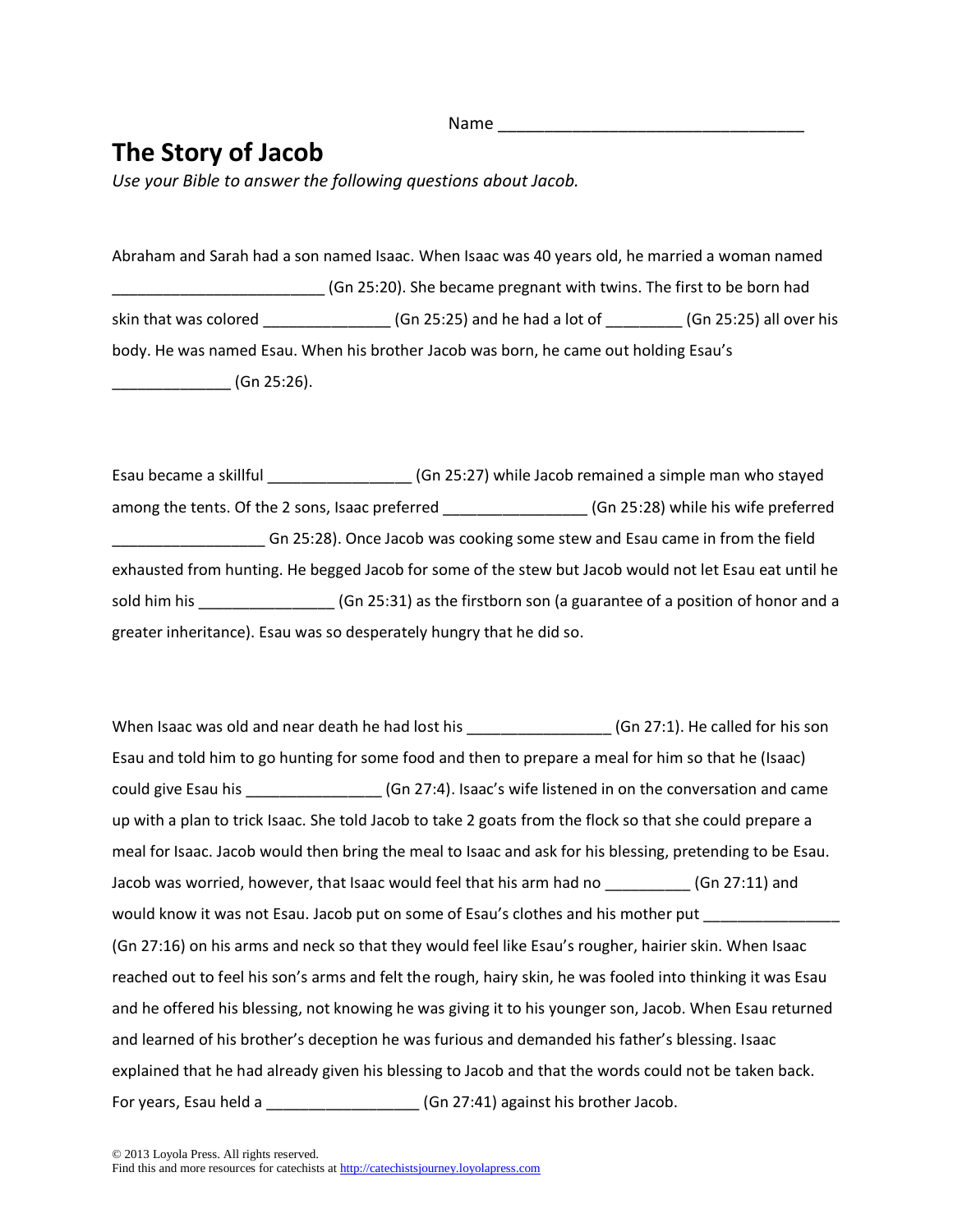Name ___________________________________

# The Story of Jacob

*Use your Bible to answer the following questions about Jacob.*

Abraham and Sarah had a son named Isaac. When Isaac was 40 years old, he married a woman named _________________________ (Gn 25:20). She became pregnant with twins. The first to be born had skin that was colored _______________ (Gn 25:25) and he had a lot of _________ (Gn 25:25) all over his body. He was named Esau. When his brother Jacob was born, he came out holding Esau's ______________ (Gn 25:26).

Esau became a skillful _________________ (Gn 25:27) while Jacob remained a simple man who stayed among the tents. Of the 2 sons, Isaac preferred _________________ (Gn 25:28) while his wife preferred __________________ Gn 25:28). Once Jacob was cooking some stew and Esau came in from the field exhausted from hunting. He begged Jacob for some of the stew but Jacob would not let Esau eat until he sold him his ________________ (Gn 25:31) as the firstborn son (a guarantee of a position of honor and a greater inheritance). Esau was so desperately hungry that he did so.

When Isaac was old and near death he had lost his _________________ (Gn 27:1). He called for his son Esau and told him to go hunting for some food and then to prepare a meal for him so that he (Isaac) could give Esau his ________________ (Gn 27:4). Isaac's wife listened in on the conversation and came up with a plan to trick Isaac. She told Jacob to take 2 goats from the flock so that she could prepare a meal for Isaac. Jacob would then bring the meal to Isaac and ask for his blessing, pretending to be Esau. Jacob was worried, however, that Isaac would feel that his arm had no __________ (Gn 27:11) and would know it was not Esau. Jacob put on some of Esau's clothes and his mother put ________________ (Gn 27:16) on his arms and neck so that they would feel like Esau's rougher, hairier skin. When Isaac reached out to feel his son's arms and felt the rough, hairy skin, he was fooled into thinking it was Esau and he offered his blessing, not knowing he was giving it to his younger son, Jacob. When Esau returned and learned of his brother's deception he was furious and demanded his father's blessing. Isaac explained that he had already given his blessing to Jacob and that the words could not be taken back. For years, Esau held a __________________ (Gn 27:41) against his brother Jacob.

© 2013 Loyola Press. All rights reserved.
Find this and more resources for catechists at http://catechistsjourney.loyolapress.com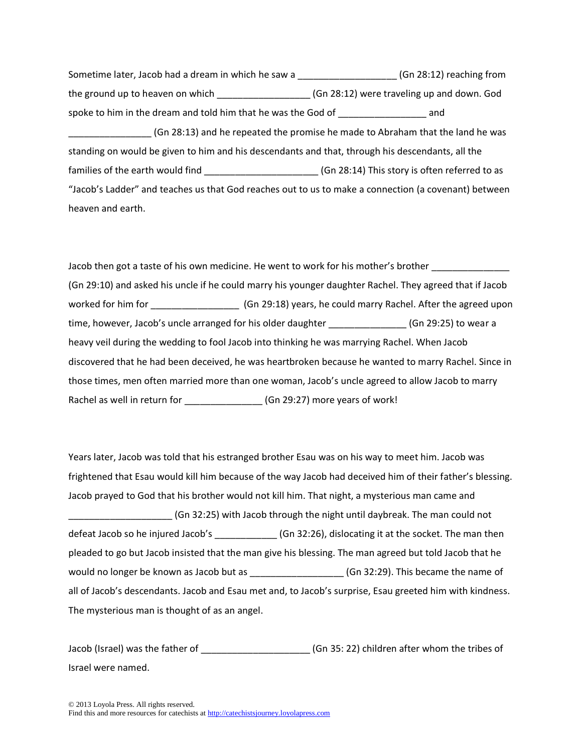Sometime later, Jacob had a dream in which he saw a ___________________ (Gn 28:12) reaching from the ground up to heaven on which _________________ (Gn 28:12) were traveling up and down. God spoke to him in the dream and told him that he was the God of ________________ and ________________ (Gn 28:13) and he repeated the promise he made to Abraham that the land he was standing on would be given to him and his descendants and that, through his descendants, all the families of the earth would find _____________________ (Gn 28:14) This story is often referred to as "Jacob's Ladder" and teaches us that God reaches out to us to make a connection (a covenant) between heaven and earth.

Jacob then got a taste of his own medicine. He went to work for his mother's brother ______________ (Gn 29:10) and asked his uncle if he could marry his younger daughter Rachel. They agreed that if Jacob worked for him for ________________ (Gn 29:18) years, he could marry Rachel. After the agreed upon time, however, Jacob's uncle arranged for his older daughter ______________ (Gn 29:25) to wear a heavy veil during the wedding to fool Jacob into thinking he was marrying Rachel. When Jacob discovered that he had been deceived, he was heartbroken because he wanted to marry Rachel. Since in those times, men often married more than one woman, Jacob's uncle agreed to allow Jacob to marry Rachel as well in return for ______________ (Gn 29:27) more years of work!

Years later, Jacob was told that his estranged brother Esau was on his way to meet him. Jacob was frightened that Esau would kill him because of the way Jacob had deceived him of their father's blessing. Jacob prayed to God that his brother would not kill him. That night, a mysterious man came and ___________________ (Gn 32:25) with Jacob through the night until daybreak. The man could not defeat Jacob so he injured Jacob's ___________ (Gn 32:26), dislocating it at the socket. The man then pleaded to go but Jacob insisted that the man give his blessing. The man agreed but told Jacob that he would no longer be known as Jacob but as _________________ (Gn 32:29). This became the name of all of Jacob's descendants. Jacob and Esau met and, to Jacob's surprise, Esau greeted him with kindness. The mysterious man is thought of as an angel.

Jacob (Israel) was the father of ____________________ (Gn 35: 22) children after whom the tribes of Israel were named.

© 2013 Loyola Press. All rights reserved.
Find this and more resources for catechists at http://catechistsjourney.loyolapress.com